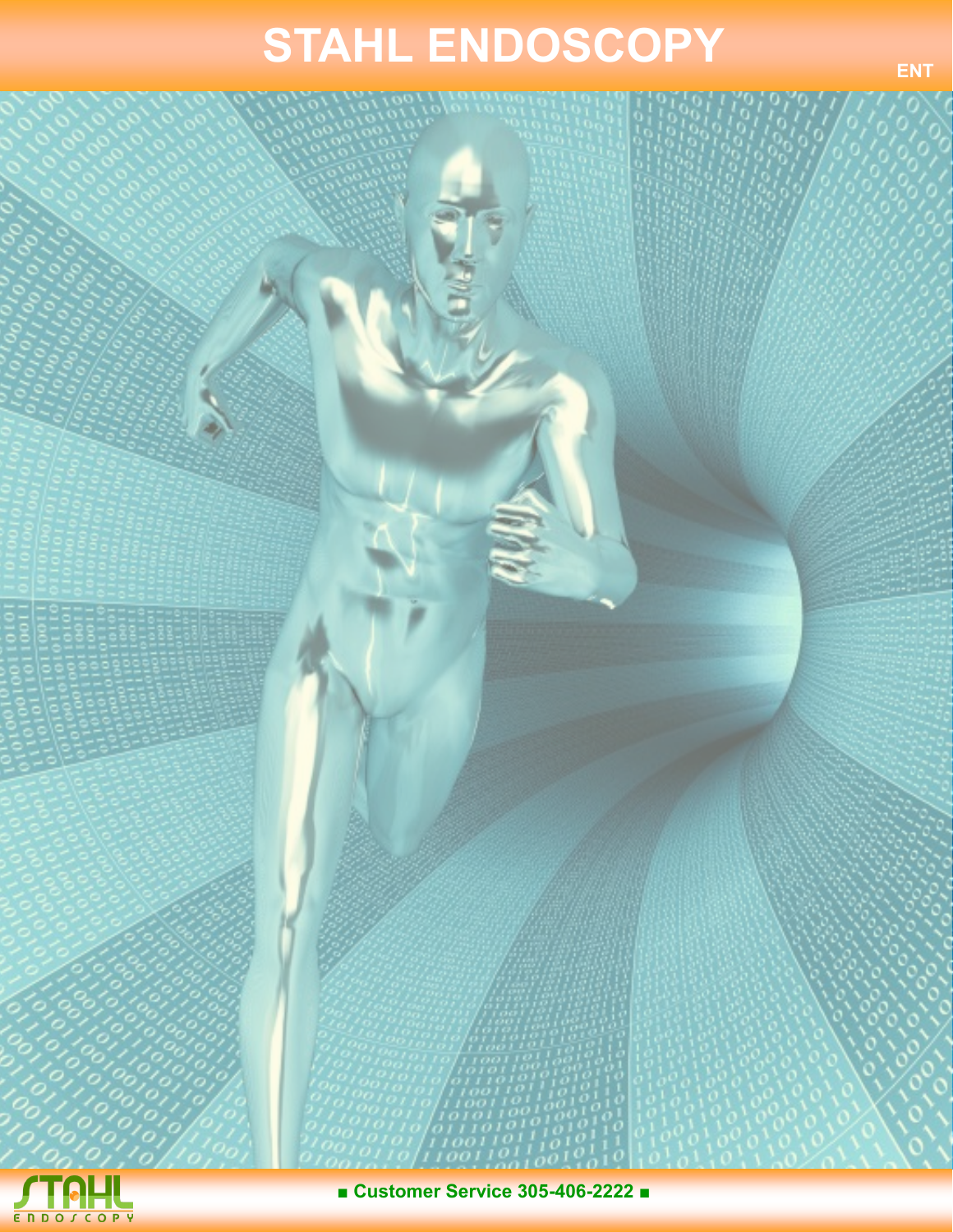# STAHL ENDOSCOPY

ENT

STAHL ENDOSCOPY

■ Customer Service 305-406-2222 ■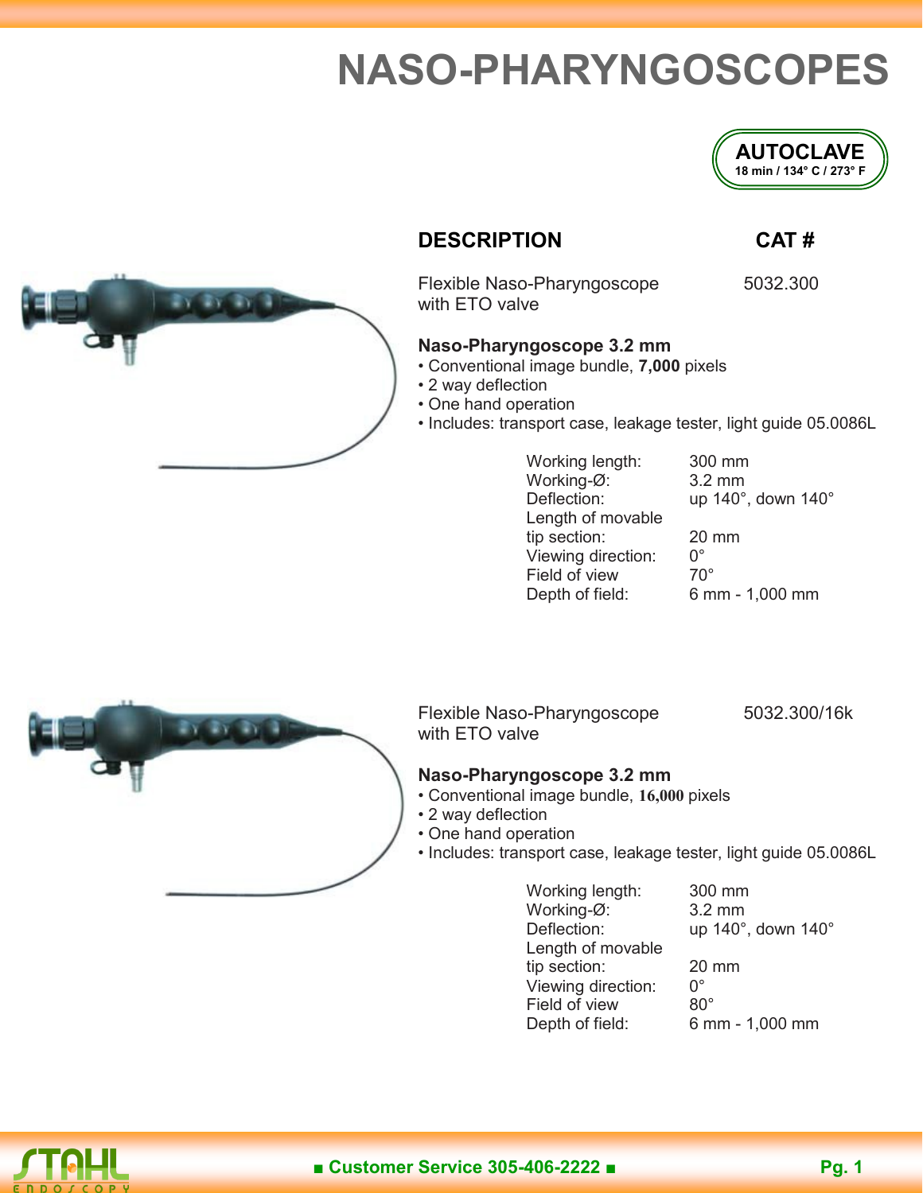# NASO-PHARYNGOSCOPES

**AUTOCLAVE**
**18 min / 134° C / 273° F**

| DESCRIPTION | CAT # |
|---|---|
| Flexible Naso-Pharyngoscope with ETO valve | 5032.300 |

**Naso-Pharyngoscope 3.2 mm**

- Conventional image bundle, **7,000** pixels
- 2 way deflection
- One hand operation
- Includes: transport case, leakage tester, light guide 05.0086L

| | |
|---|---|
| Working length: | 300 mm |
| Working-Ø: | 3.2 mm |
| Deflection: | up 140°, down 140° |
| Length of movable tip section: | 20 mm |
| Viewing direction: | 0° |
| Field of view | 70° |
| Depth of field: | 6 mm - 1,000 mm |

| DESCRIPTION | CAT # |
|---|---|
| Flexible Naso-Pharyngoscope with ETO valve | 5032.300/16k |

**Naso-Pharyngoscope 3.2 mm**

- Conventional image bundle, **16,000** pixels
- 2 way deflection
- One hand operation
- Includes: transport case, leakage tester, light guide 05.0086L

| | |
|---|---|
| Working length: | 300 mm |
| Working-Ø: | 3.2 mm |
| Deflection: | up 140°, down 140° |
| Length of movable tip section: | 20 mm |
| Viewing direction: | 0° |
| Field of view | 80° |
| Depth of field: | 6 mm - 1,000 mm |

STAHL ENDOSCOPY ■ Customer Service 305-406-2222 ■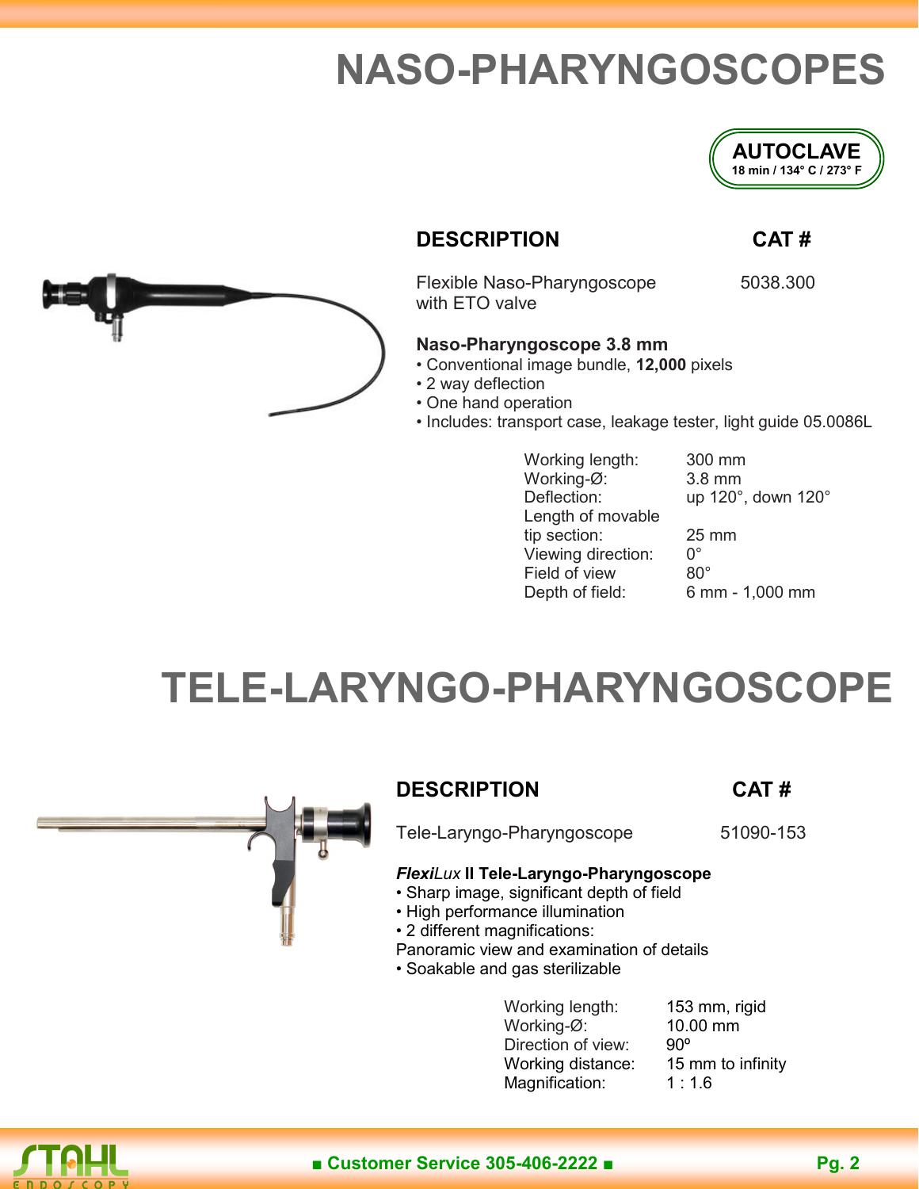# NASO-PHARYNGOSCOPES

**AUTOCLAVE**
**18 min / 134° C / 273° F**

| DESCRIPTION | CAT # |
| --- | --- |
| Flexible Naso-Pharyngoscope with ETO valve | 5038.300 |

**Naso-Pharyngoscope 3.8 mm**

- Conventional image bundle, **12,000** pixels
- 2 way deflection
- One hand operation
- Includes: transport case, leakage tester, light guide 05.0086L

| | |
| --- | --- |
| Working length: | 300 mm |
| Working-Ø: | 3.8 mm |
| Deflection: | up 120°, down 120° |
| Length of movable tip section: | 25 mm |
| Viewing direction: | 0° |
| Field of view | 80° |
| Depth of field: | 6 mm - 1,000 mm |

# TELE-LARYNGO-PHARYNGOSCOPE

| DESCRIPTION | CAT # |
| --- | --- |
| Tele-Laryngo-Pharyngoscope | 51090-153 |

***Flexi**Lux* **II Tele-Laryngo-Pharyngoscope**

- Sharp image, significant depth of field
- High performance illumination
- 2 different magnifications:

Panoramic view and examination of details

- Soakable and gas sterilizable

| | |
| --- | --- |
| Working length: | 153 mm, rigid |
| Working-Ø: | 10.00 mm |
| Direction of view: | 90º |
| Working distance: | 15 mm to infinity |
| Magnification: | 1 : 1.6 |

STAHL ENDOSCOPY ■ Customer Service 305-406-2222 ■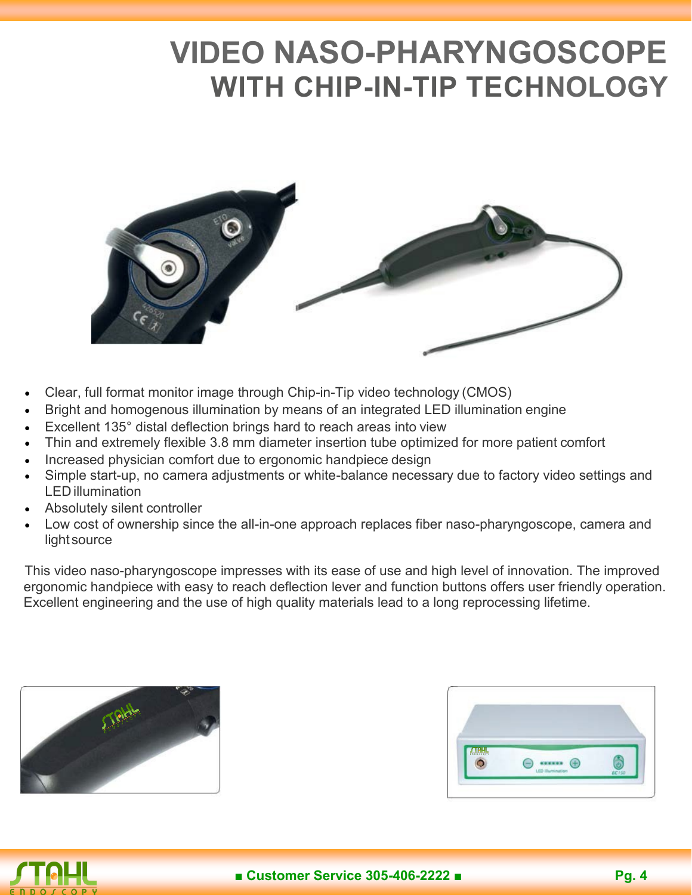# VIDEO NASO-PHARYNGOSCOPE
# WITH CHIP-IN-TIP TECHNOLOGY

- Clear, full format monitor image through Chip-in-Tip video technology (CMOS)
- Bright and homogenous illumination by means of an integrated LED illumination engine
- Excellent 135° distal deflection brings hard to reach areas into view
- Thin and extremely flexible 3.8 mm diameter insertion tube optimized for more patient comfort
- Increased physician comfort due to ergonomic handpiece design
- Simple start-up, no camera adjustments or white-balance necessary due to factory video settings and LED illumination
- Absolutely silent controller
- Low cost of ownership since the all-in-one approach replaces fiber naso-pharyngoscope, camera and light source

This video naso-pharyngoscope impresses with its ease of use and high level of innovation. The improved ergonomic handpiece with easy to reach deflection lever and function buttons offers user friendly operation. Excellent engineering and the use of high quality materials lead to a long reprocessing lifetime.

■ Customer Service 305-406-2222 ■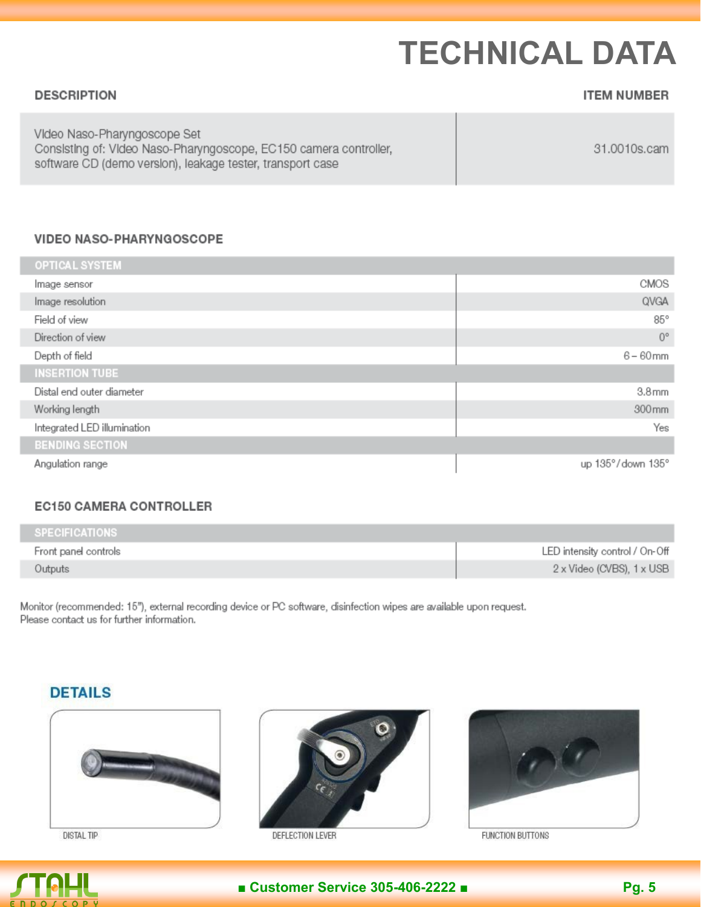# TECHNICAL DATA

| DESCRIPTION | ITEM NUMBER |
| --- | --- |
| Video Naso-Pharyngoscope Set<br>Consisting of: Video Naso-Pharyngoscope, EC150 camera controller, software CD (demo version), leakage tester, transport case | 31.0010s.cam |

## VIDEO NASO-PHARYNGOSCOPE

| OPTICAL SYSTEM | |
| --- | --- |
| Image sensor | CMOS |
| Image resolution | QVGA |
| Field of view | 85° |
| Direction of view | 0° |
| Depth of field | 6 – 60 mm |
| **INSERTION TUBE** | |
| Distal end outer diameter | 3.8 mm |
| Working length | 300 mm |
| Integrated LED illumination | Yes |
| **BENDING SECTION** | |
| Angulation range | up 135° / down 135° |

## EC150 CAMERA CONTROLLER

| SPECIFICATIONS | |
| --- | --- |
| Front panel controls | LED intensity control / On-Off |
| Outputs | 2 x Video (CVBS), 1 x USB |

Monitor (recommended: 15"), external recording device or PC software, disinfection wipes are available upon request.
Please contact us for further information.

## DETAILS

DISTAL TIP

DEFLECTION LEVER

FUNCTION BUTTONS

■ Customer Service 305-406-2222 ■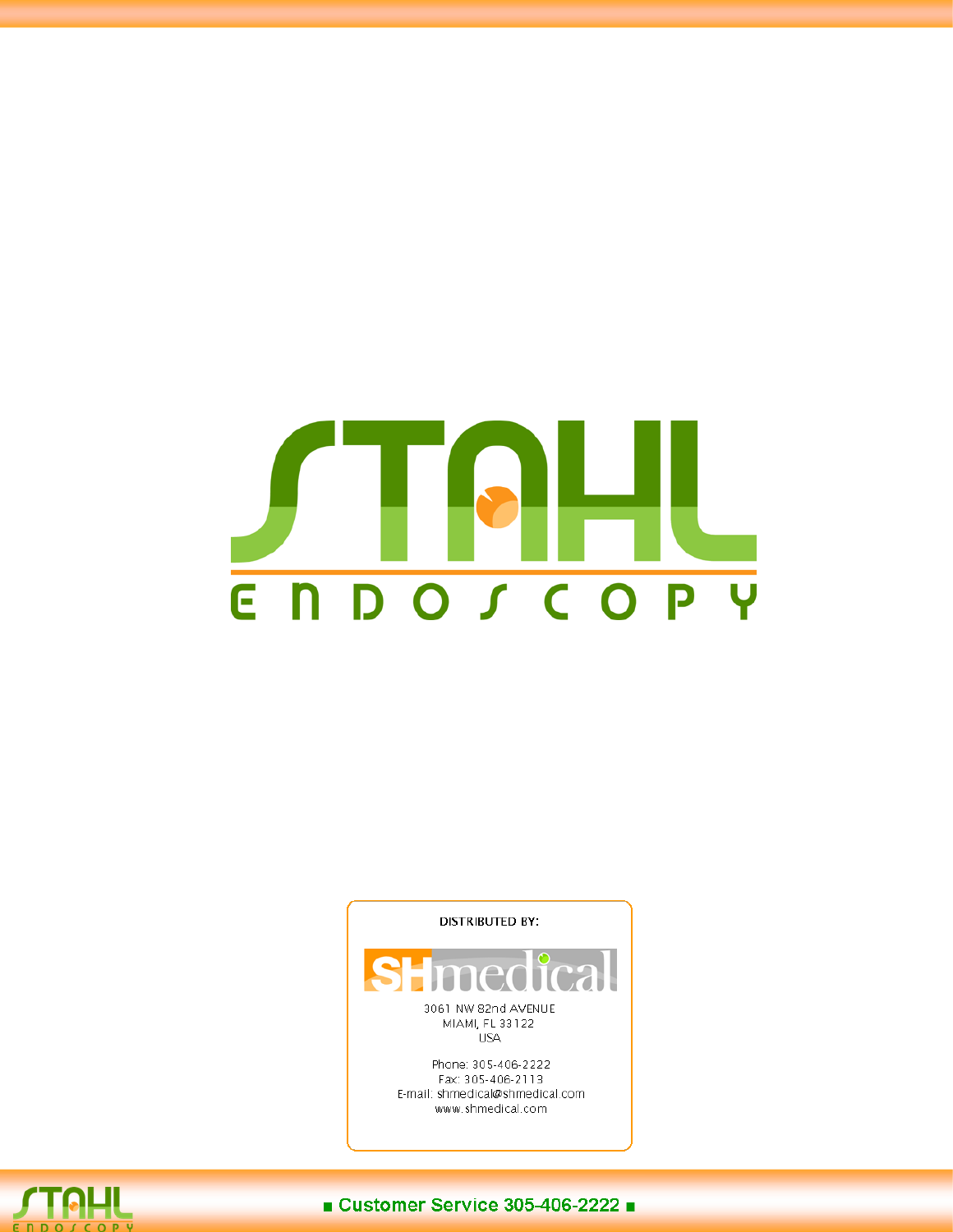STAHL

ENDOSCOPY

DISTRIBUTED BY:

SHmedical

3061 NW 82nd AVENUE
MIAMI, FL 33122
USA

Phone: 305-406-2222
Fax: 305-406-2113
E-mail: shmedical@shmedical.com
www.shmedical.com